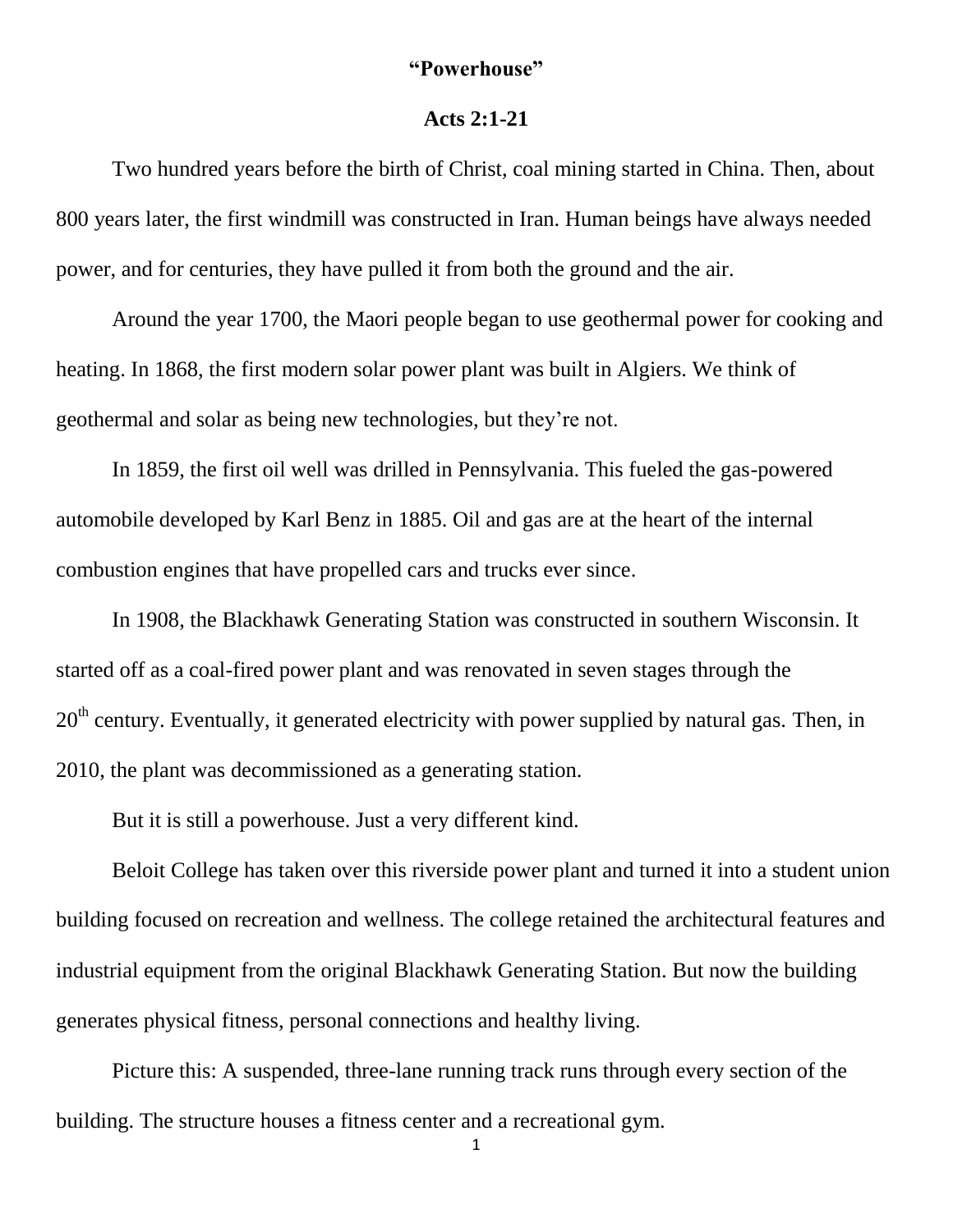**"Powerhouse"**

**Acts 2:1-21**

Two hundred years before the birth of Christ, coal mining started in China. Then, about 800 years later, the first windmill was constructed in Iran. Human beings have always needed power, and for centuries, they have pulled it from both the ground and the air.

Around the year 1700, the Maori people began to use geothermal power for cooking and heating. In 1868, the first modern solar power plant was built in Algiers. We think of geothermal and solar as being new technologies, but they're not.

In 1859, the first oil well was drilled in Pennsylvania. This fueled the gas-powered automobile developed by Karl Benz in 1885. Oil and gas are at the heart of the internal combustion engines that have propelled cars and trucks ever since.

In 1908, the Blackhawk Generating Station was constructed in southern Wisconsin. It started off as a coal-fired power plant and was renovated in seven stages through the 20th century. Eventually, it generated electricity with power supplied by natural gas. Then, in 2010, the plant was decommissioned as a generating station.

But it is still a powerhouse. Just a very different kind.

Beloit College has taken over this riverside power plant and turned it into a student union building focused on recreation and wellness. The college retained the architectural features and industrial equipment from the original Blackhawk Generating Station. But now the building generates physical fitness, personal connections and healthy living.

Picture this: A suspended, three-lane running track runs through every section of the building. The structure houses a fitness center and a recreational gym.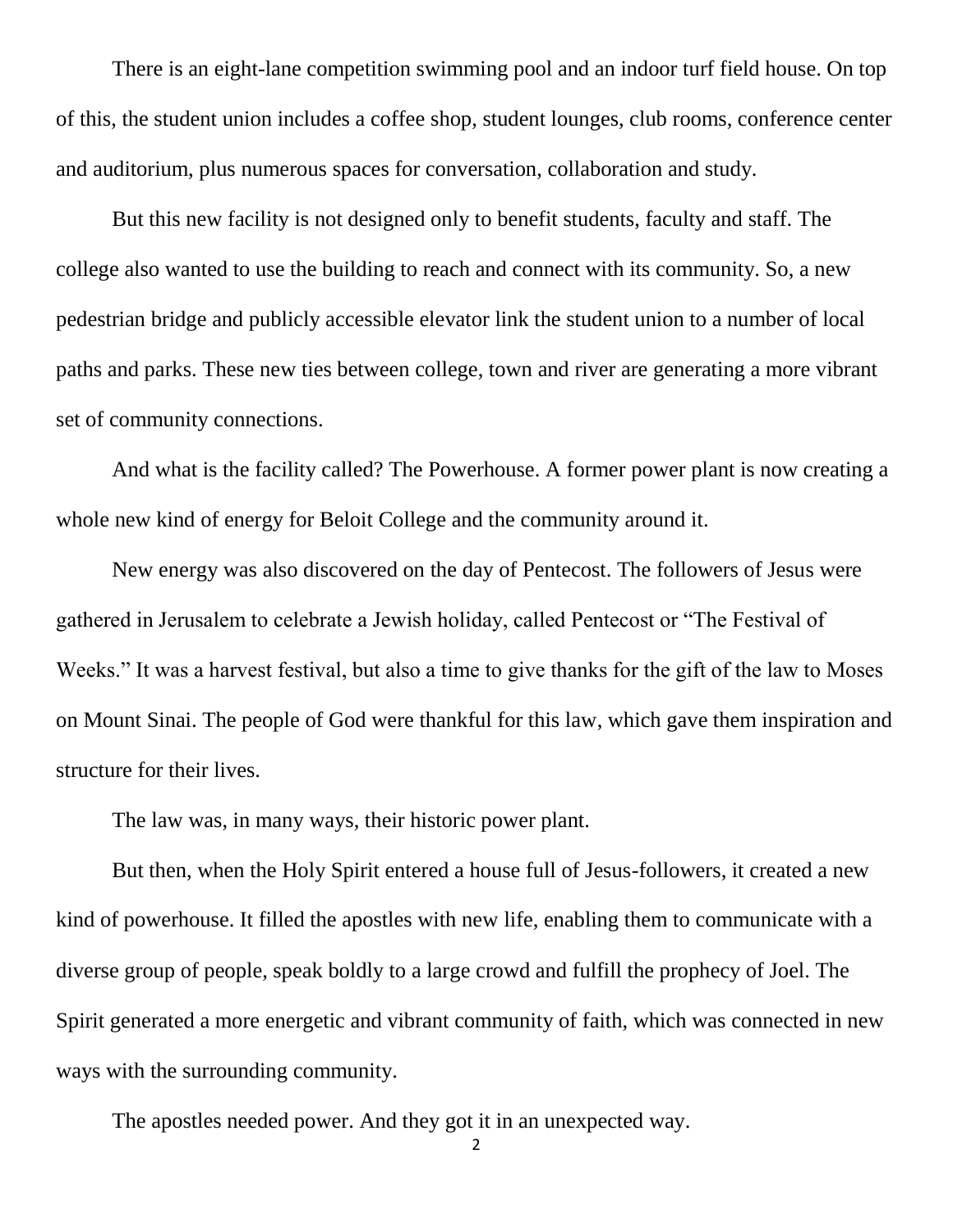There is an eight-lane competition swimming pool and an indoor turf field house. On top of this, the student union includes a coffee shop, student lounges, club rooms, conference center and auditorium, plus numerous spaces for conversation, collaboration and study.

But this new facility is not designed only to benefit students, faculty and staff. The college also wanted to use the building to reach and connect with its community. So, a new pedestrian bridge and publicly accessible elevator link the student union to a number of local paths and parks. These new ties between college, town and river are generating a more vibrant set of community connections.

And what is the facility called? The Powerhouse. A former power plant is now creating a whole new kind of energy for Beloit College and the community around it.

New energy was also discovered on the day of Pentecost. The followers of Jesus were gathered in Jerusalem to celebrate a Jewish holiday, called Pentecost or "The Festival of Weeks." It was a harvest festival, but also a time to give thanks for the gift of the law to Moses on Mount Sinai. The people of God were thankful for this law, which gave them inspiration and structure for their lives.

The law was, in many ways, their historic power plant.

But then, when the Holy Spirit entered a house full of Jesus-followers, it created a new kind of powerhouse. It filled the apostles with new life, enabling them to communicate with a diverse group of people, speak boldly to a large crowd and fulfill the prophecy of Joel. The Spirit generated a more energetic and vibrant community of faith, which was connected in new ways with the surrounding community.

The apostles needed power. And they got it in an unexpected way.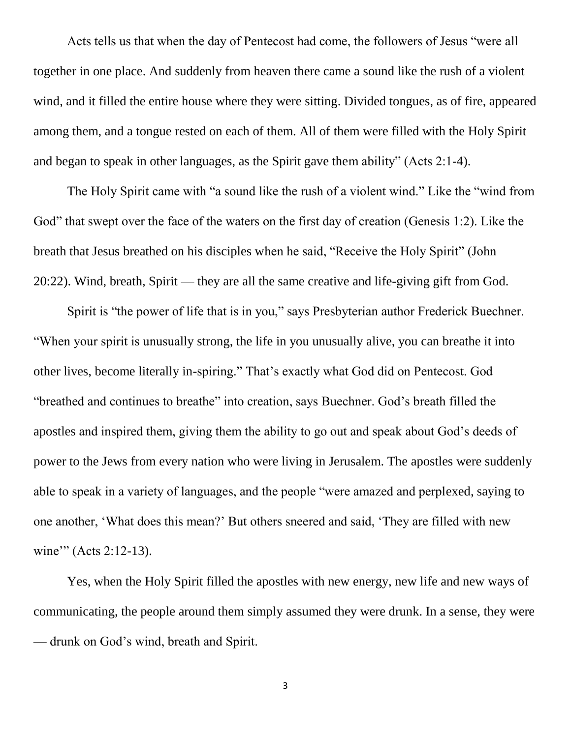Acts tells us that when the day of Pentecost had come, the followers of Jesus "were all together in one place. And suddenly from heaven there came a sound like the rush of a violent wind, and it filled the entire house where they were sitting. Divided tongues, as of fire, appeared among them, and a tongue rested on each of them. All of them were filled with the Holy Spirit and began to speak in other languages, as the Spirit gave them ability" (Acts 2:1-4).

The Holy Spirit came with "a sound like the rush of a violent wind." Like the "wind from God" that swept over the face of the waters on the first day of creation (Genesis 1:2). Like the breath that Jesus breathed on his disciples when he said, "Receive the Holy Spirit" (John 20:22). Wind, breath, Spirit — they are all the same creative and life-giving gift from God.

Spirit is "the power of life that is in you," says Presbyterian author Frederick Buechner. "When your spirit is unusually strong, the life in you unusually alive, you can breathe it into other lives, become literally in-spiring." That's exactly what God did on Pentecost. God "breathed and continues to breathe" into creation, says Buechner. God's breath filled the apostles and inspired them, giving them the ability to go out and speak about God's deeds of power to the Jews from every nation who were living in Jerusalem. The apostles were suddenly able to speak in a variety of languages, and the people "were amazed and perplexed, saying to one another, 'What does this mean?' But others sneered and said, 'They are filled with new wine'" (Acts 2:12-13).

Yes, when the Holy Spirit filled the apostles with new energy, new life and new ways of communicating, the people around them simply assumed they were drunk. In a sense, they were — drunk on God's wind, breath and Spirit.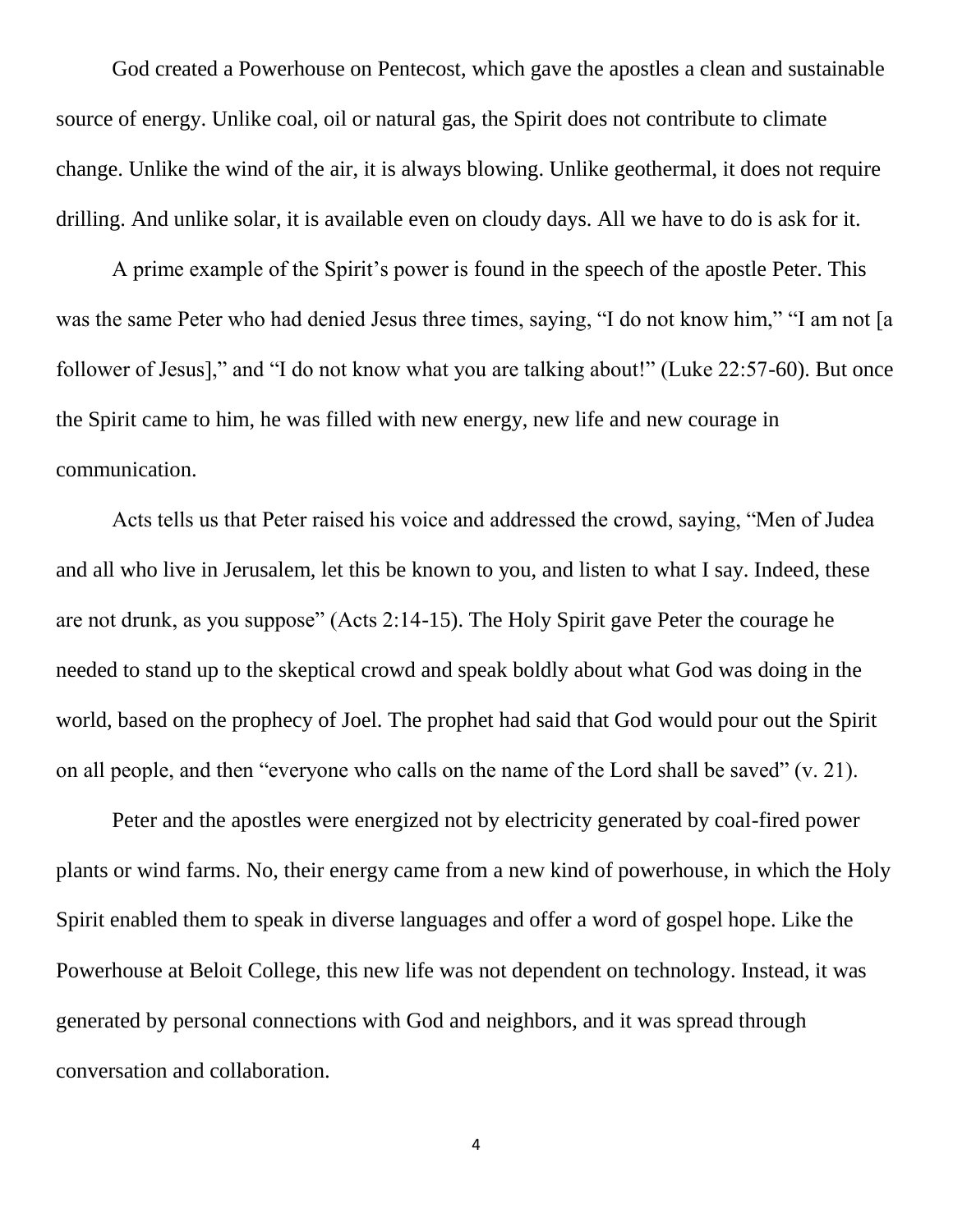God created a Powerhouse on Pentecost, which gave the apostles a clean and sustainable source of energy. Unlike coal, oil or natural gas, the Spirit does not contribute to climate change. Unlike the wind of the air, it is always blowing. Unlike geothermal, it does not require drilling. And unlike solar, it is available even on cloudy days. All we have to do is ask for it.

A prime example of the Spirit's power is found in the speech of the apostle Peter. This was the same Peter who had denied Jesus three times, saying, "I do not know him," "I am not [a follower of Jesus]," and "I do not know what you are talking about!" (Luke 22:57-60). But once the Spirit came to him, he was filled with new energy, new life and new courage in communication.

Acts tells us that Peter raised his voice and addressed the crowd, saying, "Men of Judea and all who live in Jerusalem, let this be known to you, and listen to what I say. Indeed, these are not drunk, as you suppose" (Acts 2:14-15). The Holy Spirit gave Peter the courage he needed to stand up to the skeptical crowd and speak boldly about what God was doing in the world, based on the prophecy of Joel. The prophet had said that God would pour out the Spirit on all people, and then "everyone who calls on the name of the Lord shall be saved" (v. 21).

Peter and the apostles were energized not by electricity generated by coal-fired power plants or wind farms. No, their energy came from a new kind of powerhouse, in which the Holy Spirit enabled them to speak in diverse languages and offer a word of gospel hope. Like the Powerhouse at Beloit College, this new life was not dependent on technology. Instead, it was generated by personal connections with God and neighbors, and it was spread through conversation and collaboration.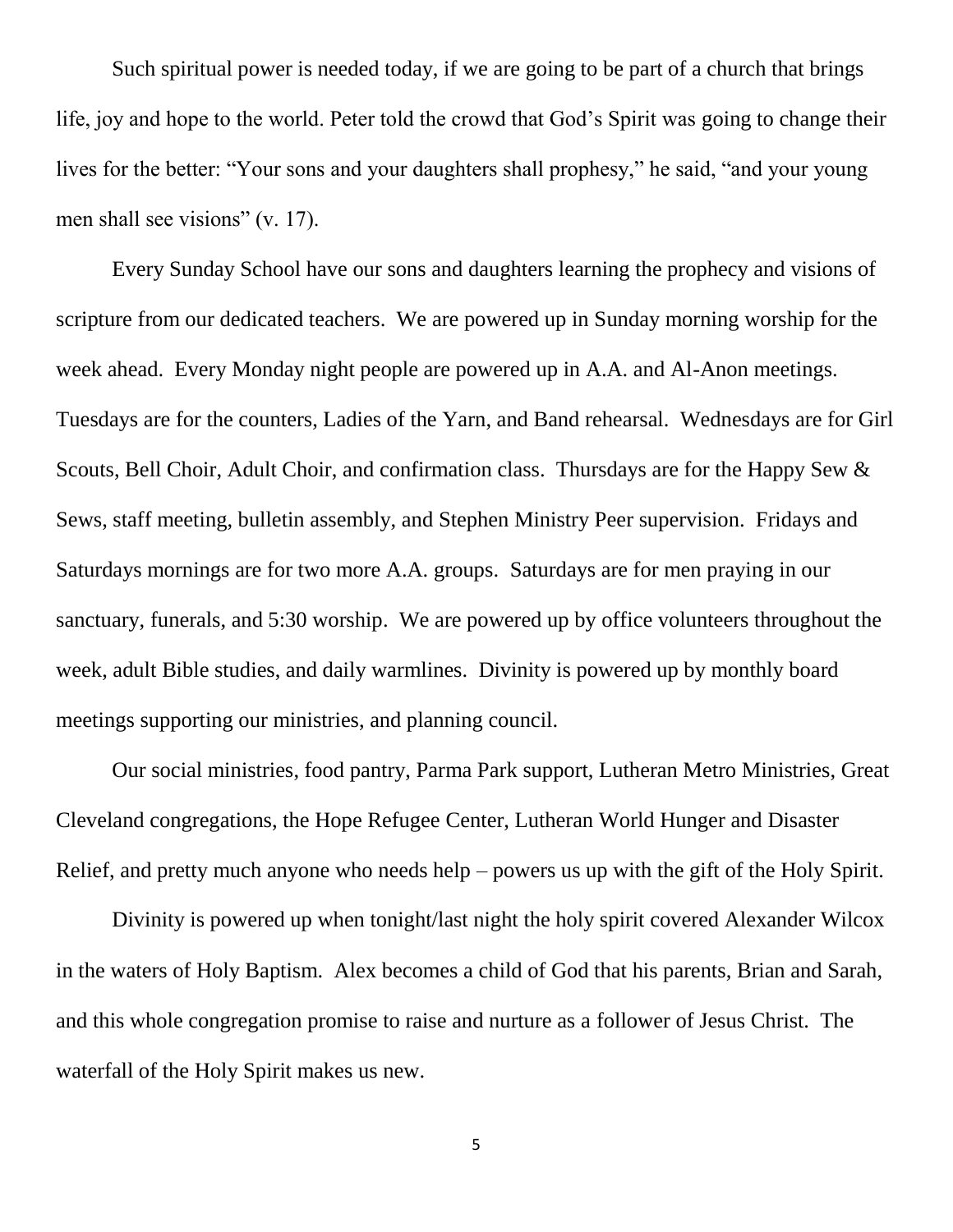Such spiritual power is needed today, if we are going to be part of a church that brings life, joy and hope to the world. Peter told the crowd that God's Spirit was going to change their lives for the better: "Your sons and your daughters shall prophesy," he said, "and your young men shall see visions" (v. 17).

Every Sunday School have our sons and daughters learning the prophecy and visions of scripture from our dedicated teachers. We are powered up in Sunday morning worship for the week ahead. Every Monday night people are powered up in A.A. and Al-Anon meetings. Tuesdays are for the counters, Ladies of the Yarn, and Band rehearsal. Wednesdays are for Girl Scouts, Bell Choir, Adult Choir, and confirmation class. Thursdays are for the Happy Sew & Sews, staff meeting, bulletin assembly, and Stephen Ministry Peer supervision. Fridays and Saturdays mornings are for two more A.A. groups. Saturdays are for men praying in our sanctuary, funerals, and 5:30 worship. We are powered up by office volunteers throughout the week, adult Bible studies, and daily warmlines. Divinity is powered up by monthly board meetings supporting our ministries, and planning council.

Our social ministries, food pantry, Parma Park support, Lutheran Metro Ministries, Great Cleveland congregations, the Hope Refugee Center, Lutheran World Hunger and Disaster Relief, and pretty much anyone who needs help – powers us up with the gift of the Holy Spirit.

Divinity is powered up when tonight/last night the holy spirit covered Alexander Wilcox in the waters of Holy Baptism. Alex becomes a child of God that his parents, Brian and Sarah, and this whole congregation promise to raise and nurture as a follower of Jesus Christ. The waterfall of the Holy Spirit makes us new.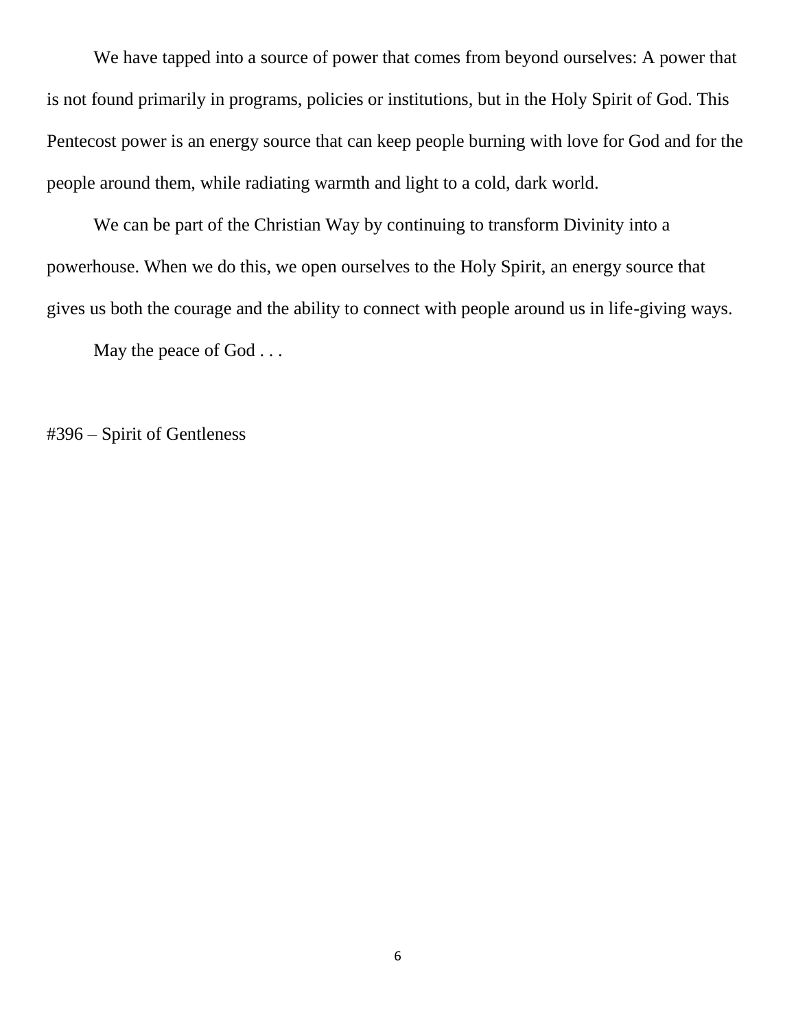We have tapped into a source of power that comes from beyond ourselves: A power that is not found primarily in programs, policies or institutions, but in the Holy Spirit of God. This Pentecost power is an energy source that can keep people burning with love for God and for the people around them, while radiating warmth and light to a cold, dark world.

We can be part of the Christian Way by continuing to transform Divinity into a powerhouse. When we do this, we open ourselves to the Holy Spirit, an energy source that gives us both the courage and the ability to connect with people around us in life-giving ways.

May the peace of God . . .

#396 – Spirit of Gentleness